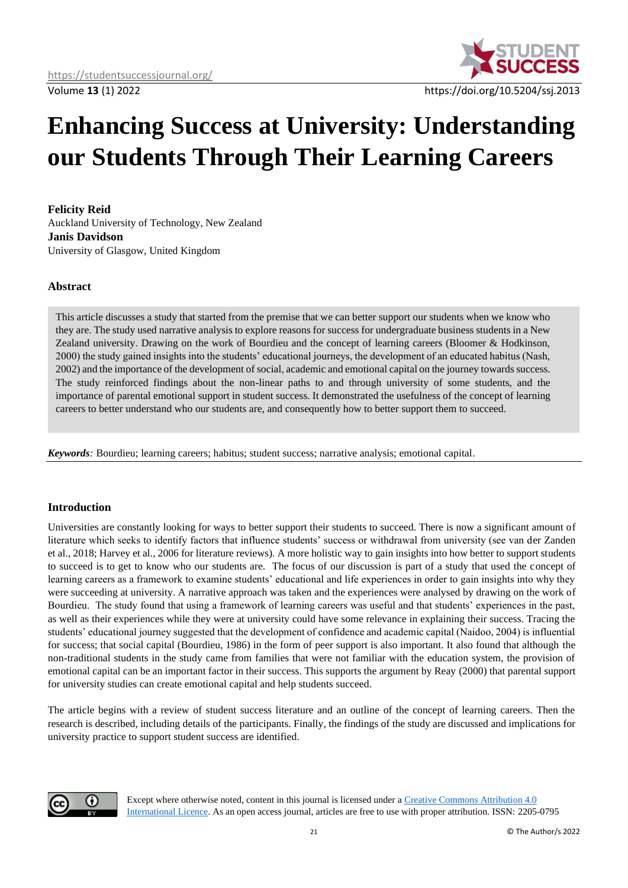# Enhancing Success at University: Understanding our Students Through Their Learning Careers

**Felicity Reid**
Auckland University of Technology, New Zealand
**Janis Davidson**
University of Glasgow, United Kingdom

## Abstract

This article discusses a study that started from the premise that we can better support our students when we know who they are. The study used narrative analysis to explore reasons for success for undergraduate business students in a New Zealand university. Drawing on the work of Bourdieu and the concept of learning careers (Bloomer & Hodkinson, 2000) the study gained insights into the students' educational journeys, the development of an educated habitus (Nash, 2002) and the importance of the development of social, academic and emotional capital on the journey towards success. The study reinforced findings about the non-linear paths to and through university of some students, and the importance of parental emotional support in student success. It demonstrated the usefulness of the concept of learning careers to better understand who our students are, and consequently how to better support them to succeed.

***Keywords**:* Bourdieu; learning careers; habitus; student success; narrative analysis; emotional capital.

## Introduction

Universities are constantly looking for ways to better support their students to succeed. There is now a significant amount of literature which seeks to identify factors that influence students' success or withdrawal from university (see van der Zanden et al., 2018; Harvey et al., 2006 for literature reviews). A more holistic way to gain insights into how better to support students to succeed is to get to know who our students are. The focus of our discussion is part of a study that used the concept of learning careers as a framework to examine students' educational and life experiences in order to gain insights into why they were succeeding at university. A narrative approach was taken and the experiences were analysed by drawing on the work of Bourdieu. The study found that using a framework of learning careers was useful and that students' experiences in the past, as well as their experiences while they were at university could have some relevance in explaining their success. Tracing the students' educational journey suggested that the development of confidence and academic capital (Naidoo, 2004) is influential for success; that social capital (Bourdieu, 1986) in the form of peer support is also important. It also found that although the non-traditional students in the study came from families that were not familiar with the education system, the provision of emotional capital can be an important factor in their success. This supports the argument by Reay (2000) that parental support for university studies can create emotional capital and help students succeed.

The article begins with a review of student success literature and an outline of the concept of learning careers. Then the research is described, including details of the participants. Finally, the findings of the study are discussed and implications for university practice to support student success are identified.

Except where otherwise noted, content in this journal is licensed under a Creative Commons Attribution 4.0 International Licence. As an open access journal, articles are free to use with proper attribution. ISSN: 2205-0795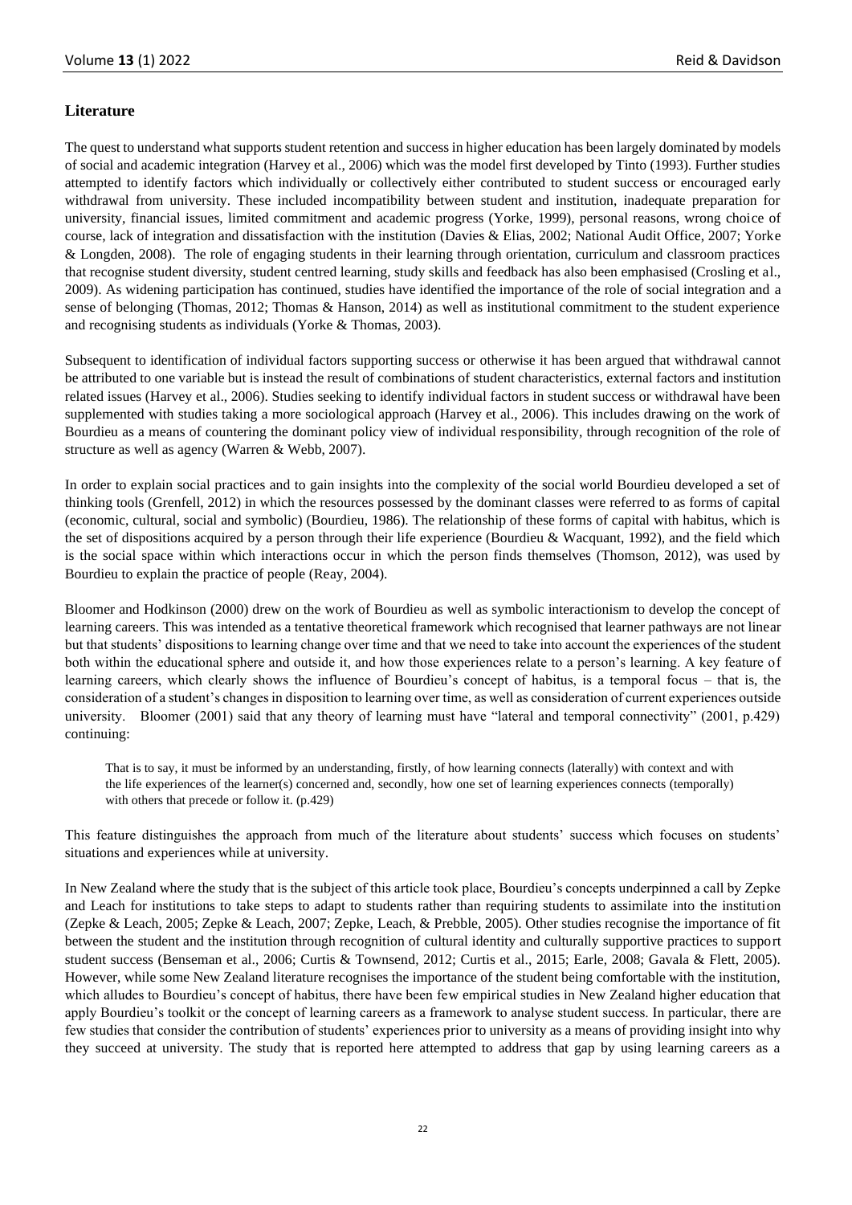## Literature

The quest to understand what supports student retention and success in higher education has been largely dominated by models of social and academic integration (Harvey et al., 2006) which was the model first developed by Tinto (1993). Further studies attempted to identify factors which individually or collectively either contributed to student success or encouraged early withdrawal from university. These included incompatibility between student and institution, inadequate preparation for university, financial issues, limited commitment and academic progress (Yorke, 1999), personal reasons, wrong choice of course, lack of integration and dissatisfaction with the institution (Davies & Elias, 2002; National Audit Office, 2007; Yorke & Longden, 2008). The role of engaging students in their learning through orientation, curriculum and classroom practices that recognise student diversity, student centred learning, study skills and feedback has also been emphasised (Crosling et al., 2009). As widening participation has continued, studies have identified the importance of the role of social integration and a sense of belonging (Thomas, 2012; Thomas & Hanson, 2014) as well as institutional commitment to the student experience and recognising students as individuals (Yorke & Thomas, 2003).

Subsequent to identification of individual factors supporting success or otherwise it has been argued that withdrawal cannot be attributed to one variable but is instead the result of combinations of student characteristics, external factors and institution related issues (Harvey et al., 2006). Studies seeking to identify individual factors in student success or withdrawal have been supplemented with studies taking a more sociological approach (Harvey et al., 2006). This includes drawing on the work of Bourdieu as a means of countering the dominant policy view of individual responsibility, through recognition of the role of structure as well as agency (Warren & Webb, 2007).

In order to explain social practices and to gain insights into the complexity of the social world Bourdieu developed a set of thinking tools (Grenfell, 2012) in which the resources possessed by the dominant classes were referred to as forms of capital (economic, cultural, social and symbolic) (Bourdieu, 1986). The relationship of these forms of capital with habitus, which is the set of dispositions acquired by a person through their life experience (Bourdieu & Wacquant, 1992), and the field which is the social space within which interactions occur in which the person finds themselves (Thomson, 2012), was used by Bourdieu to explain the practice of people (Reay, 2004).

Bloomer and Hodkinson (2000) drew on the work of Bourdieu as well as symbolic interactionism to develop the concept of learning careers. This was intended as a tentative theoretical framework which recognised that learner pathways are not linear but that students' dispositions to learning change over time and that we need to take into account the experiences of the student both within the educational sphere and outside it, and how those experiences relate to a person's learning. A key feature of learning careers, which clearly shows the influence of Bourdieu's concept of habitus, is a temporal focus – that is, the consideration of a student's changes in disposition to learning over time, as well as consideration of current experiences outside university. Bloomer (2001) said that any theory of learning must have "lateral and temporal connectivity" (2001, p.429) continuing:

> That is to say, it must be informed by an understanding, firstly, of how learning connects (laterally) with context and with the life experiences of the learner(s) concerned and, secondly, how one set of learning experiences connects (temporally) with others that precede or follow it. (p.429)

This feature distinguishes the approach from much of the literature about students' success which focuses on students' situations and experiences while at university.

In New Zealand where the study that is the subject of this article took place, Bourdieu's concepts underpinned a call by Zepke and Leach for institutions to take steps to adapt to students rather than requiring students to assimilate into the institution (Zepke & Leach, 2005; Zepke & Leach, 2007; Zepke, Leach, & Prebble, 2005). Other studies recognise the importance of fit between the student and the institution through recognition of cultural identity and culturally supportive practices to support student success (Benseman et al., 2006; Curtis & Townsend, 2012; Curtis et al., 2015; Earle, 2008; Gavala & Flett, 2005). However, while some New Zealand literature recognises the importance of the student being comfortable with the institution, which alludes to Bourdieu's concept of habitus, there have been few empirical studies in New Zealand higher education that apply Bourdieu's toolkit or the concept of learning careers as a framework to analyse student success. In particular, there are few studies that consider the contribution of students' experiences prior to university as a means of providing insight into why they succeed at university. The study that is reported here attempted to address that gap by using learning careers as a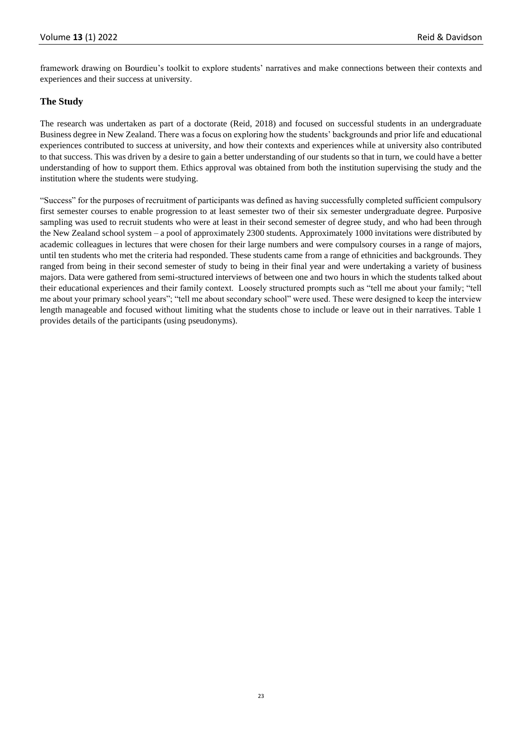framework drawing on Bourdieu's toolkit to explore students' narratives and make connections between their contexts and experiences and their success at university.

## The Study

The research was undertaken as part of a doctorate (Reid, 2018) and focused on successful students in an undergraduate Business degree in New Zealand. There was a focus on exploring how the students' backgrounds and prior life and educational experiences contributed to success at university, and how their contexts and experiences while at university also contributed to that success. This was driven by a desire to gain a better understanding of our students so that in turn, we could have a better understanding of how to support them. Ethics approval was obtained from both the institution supervising the study and the institution where the students were studying.

"Success" for the purposes of recruitment of participants was defined as having successfully completed sufficient compulsory first semester courses to enable progression to at least semester two of their six semester undergraduate degree. Purposive sampling was used to recruit students who were at least in their second semester of degree study, and who had been through the New Zealand school system – a pool of approximately 2300 students. Approximately 1000 invitations were distributed by academic colleagues in lectures that were chosen for their large numbers and were compulsory courses in a range of majors, until ten students who met the criteria had responded. These students came from a range of ethnicities and backgrounds. They ranged from being in their second semester of study to being in their final year and were undertaking a variety of business majors. Data were gathered from semi-structured interviews of between one and two hours in which the students talked about their educational experiences and their family context. Loosely structured prompts such as "tell me about your family; "tell me about your primary school years"; "tell me about secondary school" were used. These were designed to keep the interview length manageable and focused without limiting what the students chose to include or leave out in their narratives. Table 1 provides details of the participants (using pseudonyms).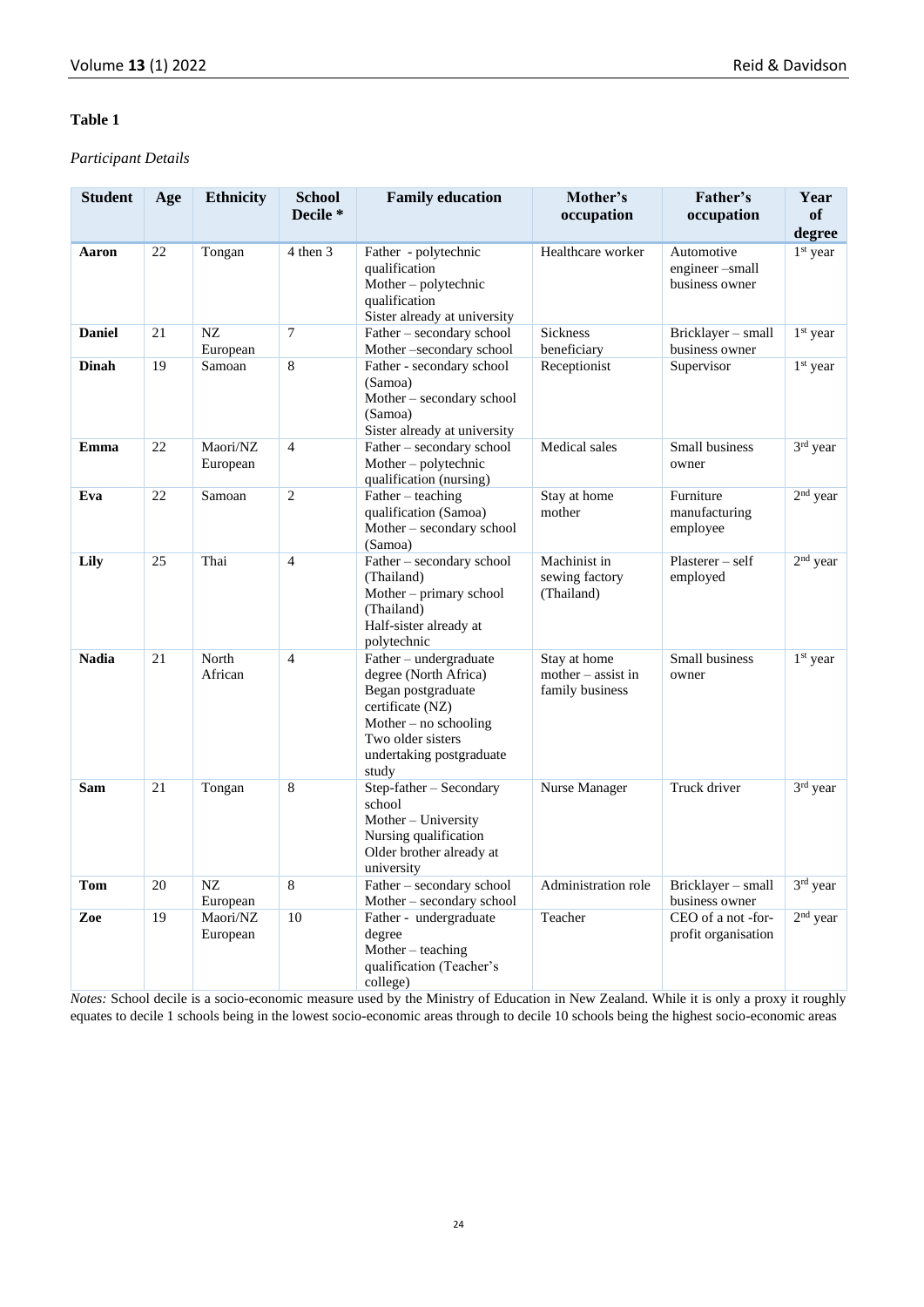**Table 1**

*Participant Details*

| Student | Age | Ethnicity | School Decile * | Family education | Mother's occupation | Father's occupation | Year of degree |
|---|---|---|---|---|---|---|---|
| **Aaron** | 22 | Tongan | 4 then 3 | Father - polytechnic qualification<br>Mother – polytechnic qualification<br>Sister already at university | Healthcare worker | Automotive engineer –small business owner | 1st year |
| **Daniel** | 21 | NZ European | 7 | Father – secondary school<br>Mother –secondary school | Sickness beneficiary | Bricklayer – small business owner | 1st year |
| **Dinah** | 19 | Samoan | 8 | Father - secondary school (Samoa)<br>Mother – secondary school (Samoa)<br>Sister already at university | Receptionist | Supervisor | 1st year |
| **Emma** | 22 | Maori/NZ European | 4 | Father – secondary school<br>Mother – polytechnic qualification (nursing) | Medical sales | Small business owner | 3rd year |
| **Eva** | 22 | Samoan | 2 | Father – teaching qualification (Samoa)<br>Mother – secondary school (Samoa) | Stay at home mother | Furniture manufacturing employee | 2nd year |
| **Lily** | 25 | Thai | 4 | Father – secondary school (Thailand)<br>Mother – primary school (Thailand)<br>Half-sister already at polytechnic | Machinist in sewing factory (Thailand) | Plasterer – self employed | 2nd year |
| **Nadia** | 21 | North African | 4 | Father – undergraduate degree (North Africa)<br>Began postgraduate certificate (NZ)<br>Mother – no schooling<br>Two older sisters undertaking postgraduate study | Stay at home mother – assist in family business | Small business owner | 1st year |
| **Sam** | 21 | Tongan | 8 | Step-father – Secondary school<br>Mother – University Nursing qualification<br>Older brother already at university | Nurse Manager | Truck driver | 3rd year |
| **Tom** | 20 | NZ European | 8 | Father – secondary school<br>Mother – secondary school | Administration role | Bricklayer – small business owner | 3rd year |
| **Zoe** | 19 | Maori/NZ European | 10 | Father - undergraduate degree<br>Mother – teaching qualification (Teacher's college) | Teacher | CEO of a not -for-profit organisation | 2nd year |

*Notes:* School decile is a socio-economic measure used by the Ministry of Education in New Zealand. While it is only a proxy it roughly equates to decile 1 schools being in the lowest socio-economic areas through to decile 10 schools being the highest socio-economic areas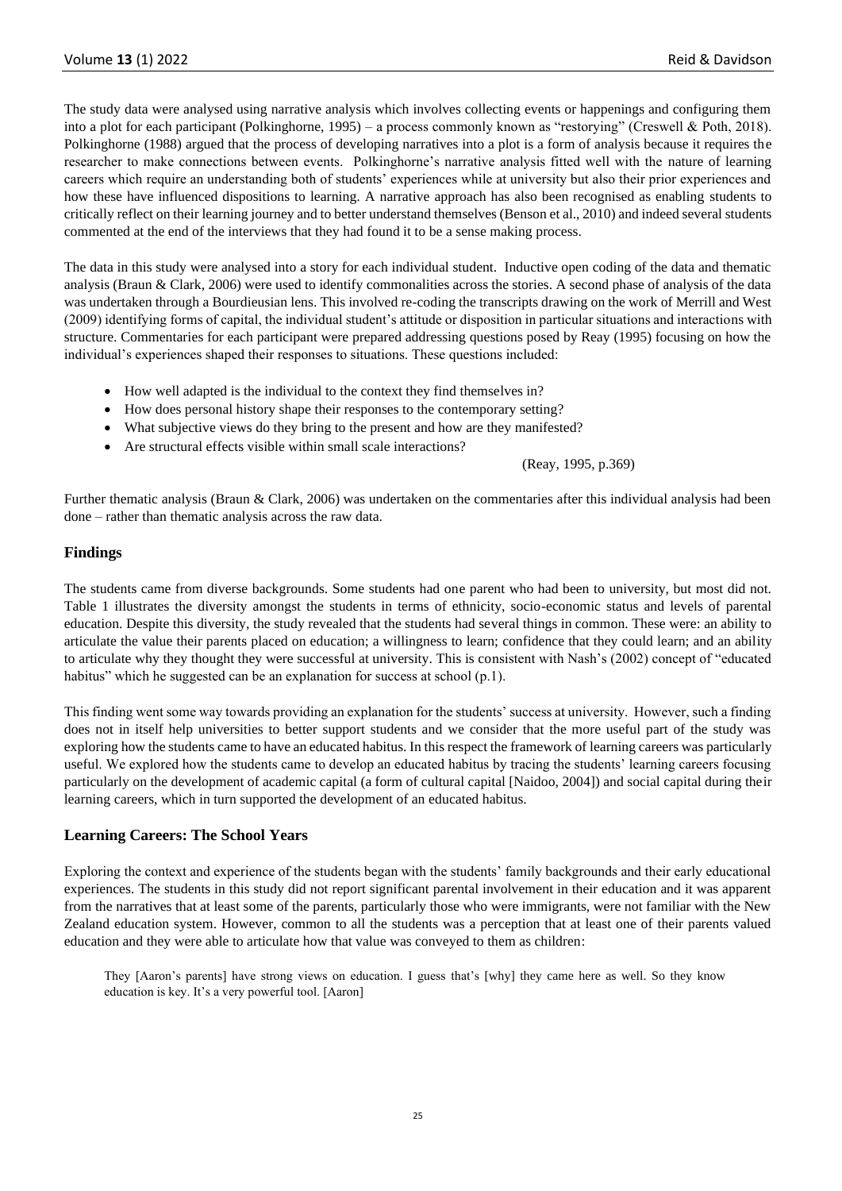The study data were analysed using narrative analysis which involves collecting events or happenings and configuring them into a plot for each participant (Polkinghorne, 1995) – a process commonly known as "restorying" (Creswell & Poth, 2018). Polkinghorne (1988) argued that the process of developing narratives into a plot is a form of analysis because it requires the researcher to make connections between events. Polkinghorne's narrative analysis fitted well with the nature of learning careers which require an understanding both of students' experiences while at university but also their prior experiences and how these have influenced dispositions to learning. A narrative approach has also been recognised as enabling students to critically reflect on their learning journey and to better understand themselves (Benson et al., 2010) and indeed several students commented at the end of the interviews that they had found it to be a sense making process.

The data in this study were analysed into a story for each individual student. Inductive open coding of the data and thematic analysis (Braun & Clark, 2006) were used to identify commonalities across the stories. A second phase of analysis of the data was undertaken through a Bourdieusian lens. This involved re-coding the transcripts drawing on the work of Merrill and West (2009) identifying forms of capital, the individual student's attitude or disposition in particular situations and interactions with structure. Commentaries for each participant were prepared addressing questions posed by Reay (1995) focusing on how the individual's experiences shaped their responses to situations. These questions included:

- How well adapted is the individual to the context they find themselves in?
- How does personal history shape their responses to the contemporary setting?
- What subjective views do they bring to the present and how are they manifested?
- Are structural effects visible within small scale interactions?

(Reay, 1995, p.369)

Further thematic analysis (Braun & Clark, 2006) was undertaken on the commentaries after this individual analysis had been done – rather than thematic analysis across the raw data.

## Findings

The students came from diverse backgrounds. Some students had one parent who had been to university, but most did not. Table 1 illustrates the diversity amongst the students in terms of ethnicity, socio-economic status and levels of parental education. Despite this diversity, the study revealed that the students had several things in common. These were: an ability to articulate the value their parents placed on education; a willingness to learn; confidence that they could learn; and an ability to articulate why they thought they were successful at university. This is consistent with Nash's (2002) concept of "educated habitus" which he suggested can be an explanation for success at school (p.1).

This finding went some way towards providing an explanation for the students' success at university. However, such a finding does not in itself help universities to better support students and we consider that the more useful part of the study was exploring how the students came to have an educated habitus. In this respect the framework of learning careers was particularly useful. We explored how the students came to develop an educated habitus by tracing the students' learning careers focusing particularly on the development of academic capital (a form of cultural capital [Naidoo, 2004]) and social capital during their learning careers, which in turn supported the development of an educated habitus.

## Learning Careers: The School Years

Exploring the context and experience of the students began with the students' family backgrounds and their early educational experiences. The students in this study did not report significant parental involvement in their education and it was apparent from the narratives that at least some of the parents, particularly those who were immigrants, were not familiar with the New Zealand education system. However, common to all the students was a perception that at least one of their parents valued education and they were able to articulate how that value was conveyed to them as children:

> They [Aaron's parents] have strong views on education. I guess that's [why] they came here as well. So they know education is key. It's a very powerful tool. [Aaron]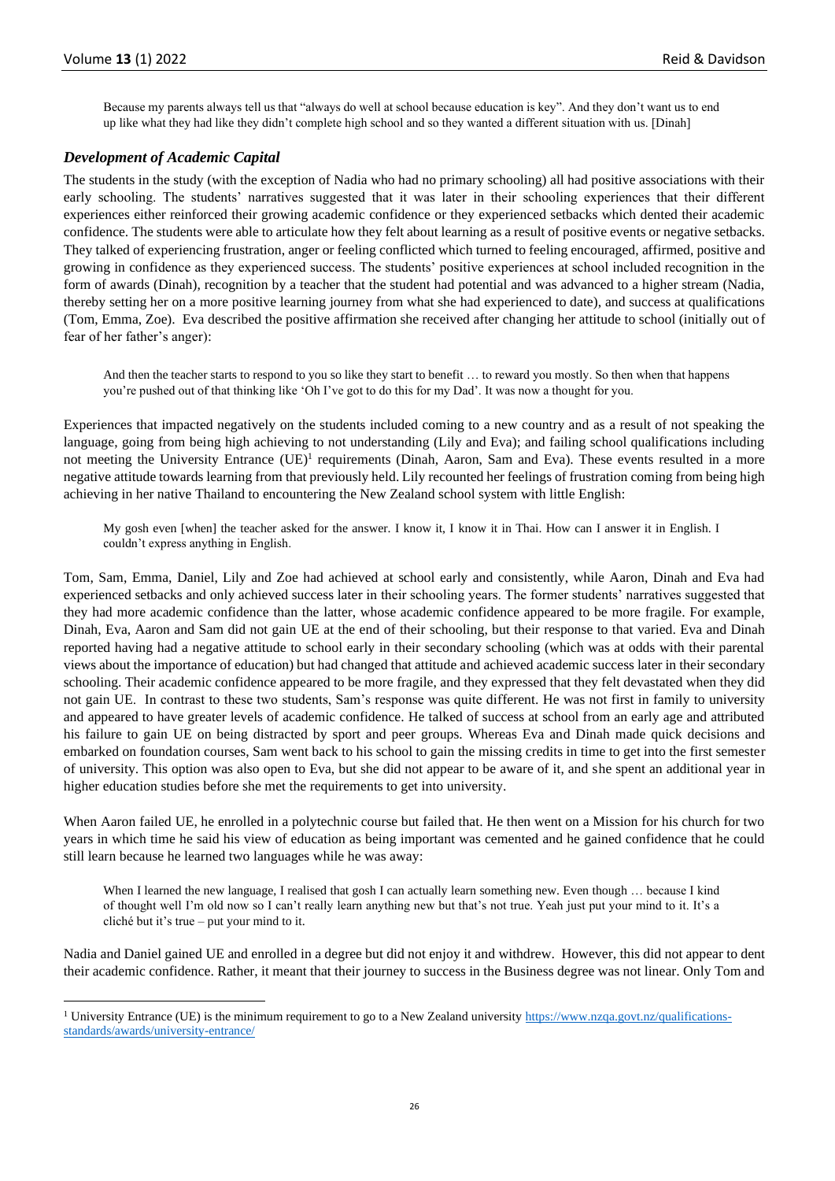> Because my parents always tell us that "always do well at school because education is key". And they don't want us to end up like what they had like they didn't complete high school and so they wanted a different situation with us. [Dinah]

### *Development of Academic Capital*

The students in the study (with the exception of Nadia who had no primary schooling) all had positive associations with their early schooling. The students' narratives suggested that it was later in their schooling experiences that their different experiences either reinforced their growing academic confidence or they experienced setbacks which dented their academic confidence. The students were able to articulate how they felt about learning as a result of positive events or negative setbacks. They talked of experiencing frustration, anger or feeling conflicted which turned to feeling encouraged, affirmed, positive and growing in confidence as they experienced success. The students' positive experiences at school included recognition in the form of awards (Dinah), recognition by a teacher that the student had potential and was advanced to a higher stream (Nadia, thereby setting her on a more positive learning journey from what she had experienced to date), and success at qualifications (Tom, Emma, Zoe). Eva described the positive affirmation she received after changing her attitude to school (initially out of fear of her father's anger):

> And then the teacher starts to respond to you so like they start to benefit … to reward you mostly. So then when that happens you're pushed out of that thinking like 'Oh I've got to do this for my Dad'. It was now a thought for you.

Experiences that impacted negatively on the students included coming to a new country and as a result of not speaking the language, going from being high achieving to not understanding (Lily and Eva); and failing school qualifications including not meeting the University Entrance (UE)[1] requirements (Dinah, Aaron, Sam and Eva). These events resulted in a more negative attitude towards learning from that previously held. Lily recounted her feelings of frustration coming from being high achieving in her native Thailand to encountering the New Zealand school system with little English:

> My gosh even [when] the teacher asked for the answer. I know it, I know it in Thai. How can I answer it in English. I couldn't express anything in English.

Tom, Sam, Emma, Daniel, Lily and Zoe had achieved at school early and consistently, while Aaron, Dinah and Eva had experienced setbacks and only achieved success later in their schooling years. The former students' narratives suggested that they had more academic confidence than the latter, whose academic confidence appeared to be more fragile. For example, Dinah, Eva, Aaron and Sam did not gain UE at the end of their schooling, but their response to that varied. Eva and Dinah reported having had a negative attitude to school early in their secondary schooling (which was at odds with their parental views about the importance of education) but had changed that attitude and achieved academic success later in their secondary schooling. Their academic confidence appeared to be more fragile, and they expressed that they felt devastated when they did not gain UE. In contrast to these two students, Sam's response was quite different. He was not first in family to university and appeared to have greater levels of academic confidence. He talked of success at school from an early age and attributed his failure to gain UE on being distracted by sport and peer groups. Whereas Eva and Dinah made quick decisions and embarked on foundation courses, Sam went back to his school to gain the missing credits in time to get into the first semester of university. This option was also open to Eva, but she did not appear to be aware of it, and she spent an additional year in higher education studies before she met the requirements to get into university.

When Aaron failed UE, he enrolled in a polytechnic course but failed that. He then went on a Mission for his church for two years in which time he said his view of education as being important was cemented and he gained confidence that he could still learn because he learned two languages while he was away:

> When I learned the new language, I realised that gosh I can actually learn something new. Even though … because I kind of thought well I'm old now so I can't really learn anything new but that's not true. Yeah just put your mind to it. It's a cliché but it's true – put your mind to it.

Nadia and Daniel gained UE and enrolled in a degree but did not enjoy it and withdrew. However, this did not appear to dent their academic confidence. Rather, it meant that their journey to success in the Business degree was not linear. Only Tom and

---

[1] University Entrance (UE) is the minimum requirement to go to a New Zealand university https://www.nzqa.govt.nz/qualifications-standards/awards/university-entrance/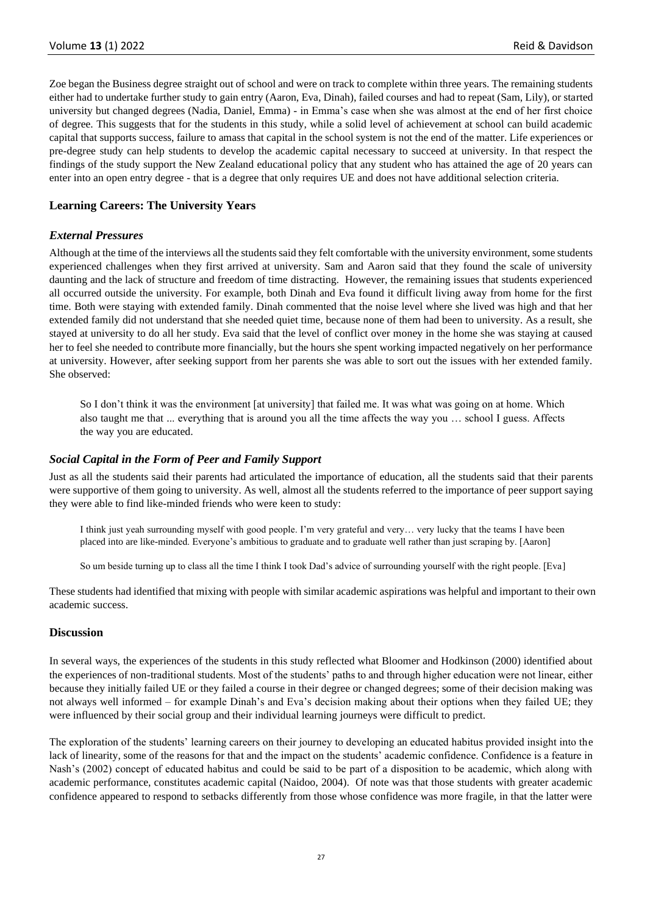Zoe began the Business degree straight out of school and were on track to complete within three years. The remaining students either had to undertake further study to gain entry (Aaron, Eva, Dinah), failed courses and had to repeat (Sam, Lily), or started university but changed degrees (Nadia, Daniel, Emma) - in Emma's case when she was almost at the end of her first choice of degree. This suggests that for the students in this study, while a solid level of achievement at school can build academic capital that supports success, failure to amass that capital in the school system is not the end of the matter. Life experiences or pre-degree study can help students to develop the academic capital necessary to succeed at university. In that respect the findings of the study support the New Zealand educational policy that any student who has attained the age of 20 years can enter into an open entry degree - that is a degree that only requires UE and does not have additional selection criteria.

### Learning Careers: The University Years

#### *External Pressures*

Although at the time of the interviews all the students said they felt comfortable with the university environment, some students experienced challenges when they first arrived at university. Sam and Aaron said that they found the scale of university daunting and the lack of structure and freedom of time distracting. However, the remaining issues that students experienced all occurred outside the university. For example, both Dinah and Eva found it difficult living away from home for the first time. Both were staying with extended family. Dinah commented that the noise level where she lived was high and that her extended family did not understand that she needed quiet time, because none of them had been to university. As a result, she stayed at university to do all her study. Eva said that the level of conflict over money in the home she was staying at caused her to feel she needed to contribute more financially, but the hours she spent working impacted negatively on her performance at university. However, after seeking support from her parents she was able to sort out the issues with her extended family. She observed:

> So I don't think it was the environment [at university] that failed me. It was what was going on at home. Which also taught me that ... everything that is around you all the time affects the way you … school I guess. Affects the way you are educated.

#### *Social Capital in the Form of Peer and Family Support*

Just as all the students said their parents had articulated the importance of education, all the students said that their parents were supportive of them going to university. As well, almost all the students referred to the importance of peer support saying they were able to find like-minded friends who were keen to study:

> I think just yeah surrounding myself with good people. I'm very grateful and very… very lucky that the teams I have been placed into are like-minded. Everyone's ambitious to graduate and to graduate well rather than just scraping by. [Aaron]

> So um beside turning up to class all the time I think I took Dad's advice of surrounding yourself with the right people. [Eva]

These students had identified that mixing with people with similar academic aspirations was helpful and important to their own academic success.

### Discussion

In several ways, the experiences of the students in this study reflected what Bloomer and Hodkinson (2000) identified about the experiences of non-traditional students. Most of the students' paths to and through higher education were not linear, either because they initially failed UE or they failed a course in their degree or changed degrees; some of their decision making was not always well informed – for example Dinah's and Eva's decision making about their options when they failed UE; they were influenced by their social group and their individual learning journeys were difficult to predict.

The exploration of the students' learning careers on their journey to developing an educated habitus provided insight into the lack of linearity, some of the reasons for that and the impact on the students' academic confidence. Confidence is a feature in Nash's (2002) concept of educated habitus and could be said to be part of a disposition to be academic, which along with academic performance, constitutes academic capital (Naidoo, 2004). Of note was that those students with greater academic confidence appeared to respond to setbacks differently from those whose confidence was more fragile, in that the latter were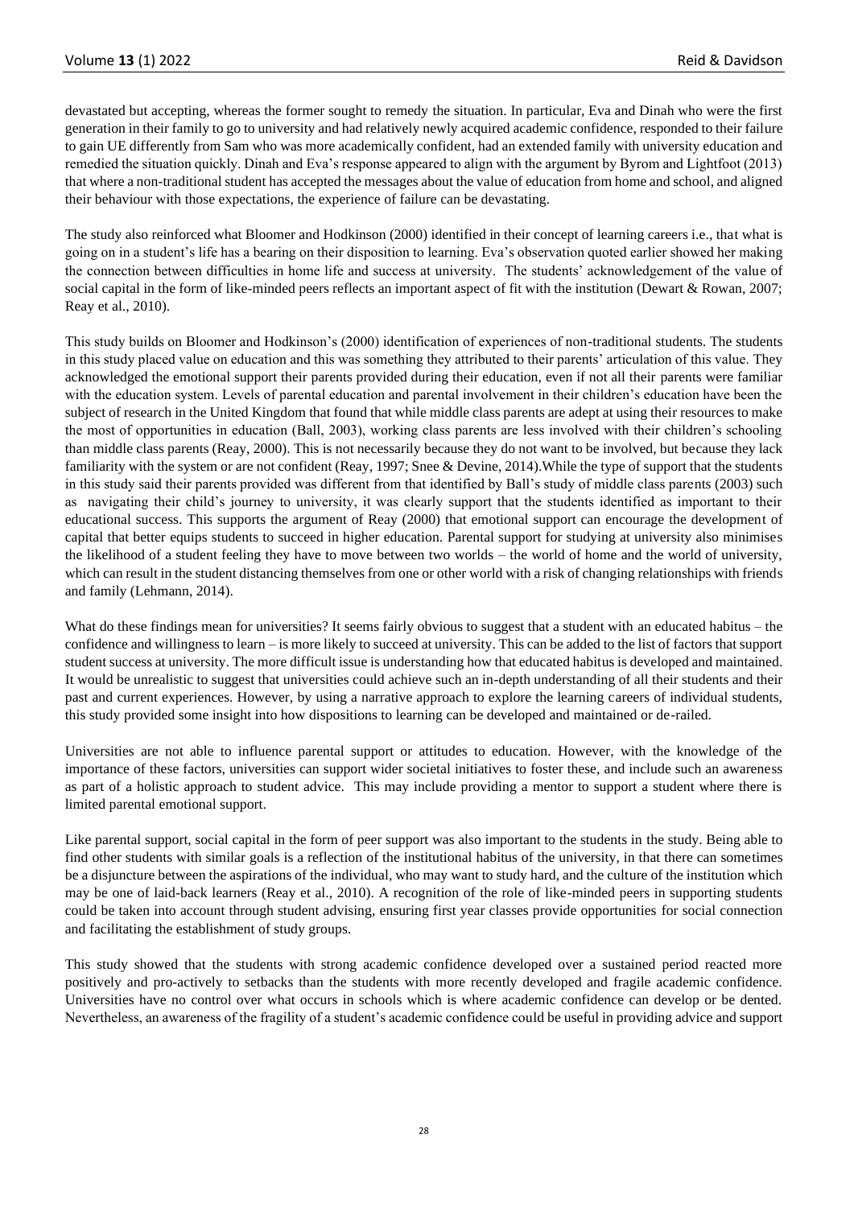devastated but accepting, whereas the former sought to remedy the situation. In particular, Eva and Dinah who were the first generation in their family to go to university and had relatively newly acquired academic confidence, responded to their failure to gain UE differently from Sam who was more academically confident, had an extended family with university education and remedied the situation quickly. Dinah and Eva's response appeared to align with the argument by Byrom and Lightfoot (2013) that where a non-traditional student has accepted the messages about the value of education from home and school, and aligned their behaviour with those expectations, the experience of failure can be devastating.

The study also reinforced what Bloomer and Hodkinson (2000) identified in their concept of learning careers i.e., that what is going on in a student's life has a bearing on their disposition to learning. Eva's observation quoted earlier showed her making the connection between difficulties in home life and success at university. The students' acknowledgement of the value of social capital in the form of like-minded peers reflects an important aspect of fit with the institution (Dewart & Rowan, 2007; Reay et al., 2010).

This study builds on Bloomer and Hodkinson's (2000) identification of experiences of non-traditional students. The students in this study placed value on education and this was something they attributed to their parents' articulation of this value. They acknowledged the emotional support their parents provided during their education, even if not all their parents were familiar with the education system. Levels of parental education and parental involvement in their children's education have been the subject of research in the United Kingdom that found that while middle class parents are adept at using their resources to make the most of opportunities in education (Ball, 2003), working class parents are less involved with their children's schooling than middle class parents (Reay, 2000). This is not necessarily because they do not want to be involved, but because they lack familiarity with the system or are not confident (Reay, 1997; Snee & Devine, 2014).While the type of support that the students in this study said their parents provided was different from that identified by Ball's study of middle class parents (2003) such as navigating their child's journey to university, it was clearly support that the students identified as important to their educational success. This supports the argument of Reay (2000) that emotional support can encourage the development of capital that better equips students to succeed in higher education. Parental support for studying at university also minimises the likelihood of a student feeling they have to move between two worlds – the world of home and the world of university, which can result in the student distancing themselves from one or other world with a risk of changing relationships with friends and family (Lehmann, 2014).

What do these findings mean for universities? It seems fairly obvious to suggest that a student with an educated habitus – the confidence and willingness to learn – is more likely to succeed at university. This can be added to the list of factors that support student success at university. The more difficult issue is understanding how that educated habitus is developed and maintained. It would be unrealistic to suggest that universities could achieve such an in-depth understanding of all their students and their past and current experiences. However, by using a narrative approach to explore the learning careers of individual students, this study provided some insight into how dispositions to learning can be developed and maintained or de-railed.

Universities are not able to influence parental support or attitudes to education. However, with the knowledge of the importance of these factors, universities can support wider societal initiatives to foster these, and include such an awareness as part of a holistic approach to student advice. This may include providing a mentor to support a student where there is limited parental emotional support.

Like parental support, social capital in the form of peer support was also important to the students in the study. Being able to find other students with similar goals is a reflection of the institutional habitus of the university, in that there can sometimes be a disjuncture between the aspirations of the individual, who may want to study hard, and the culture of the institution which may be one of laid-back learners (Reay et al., 2010). A recognition of the role of like-minded peers in supporting students could be taken into account through student advising, ensuring first year classes provide opportunities for social connection and facilitating the establishment of study groups.

This study showed that the students with strong academic confidence developed over a sustained period reacted more positively and pro-actively to setbacks than the students with more recently developed and fragile academic confidence. Universities have no control over what occurs in schools which is where academic confidence can develop or be dented. Nevertheless, an awareness of the fragility of a student's academic confidence could be useful in providing advice and support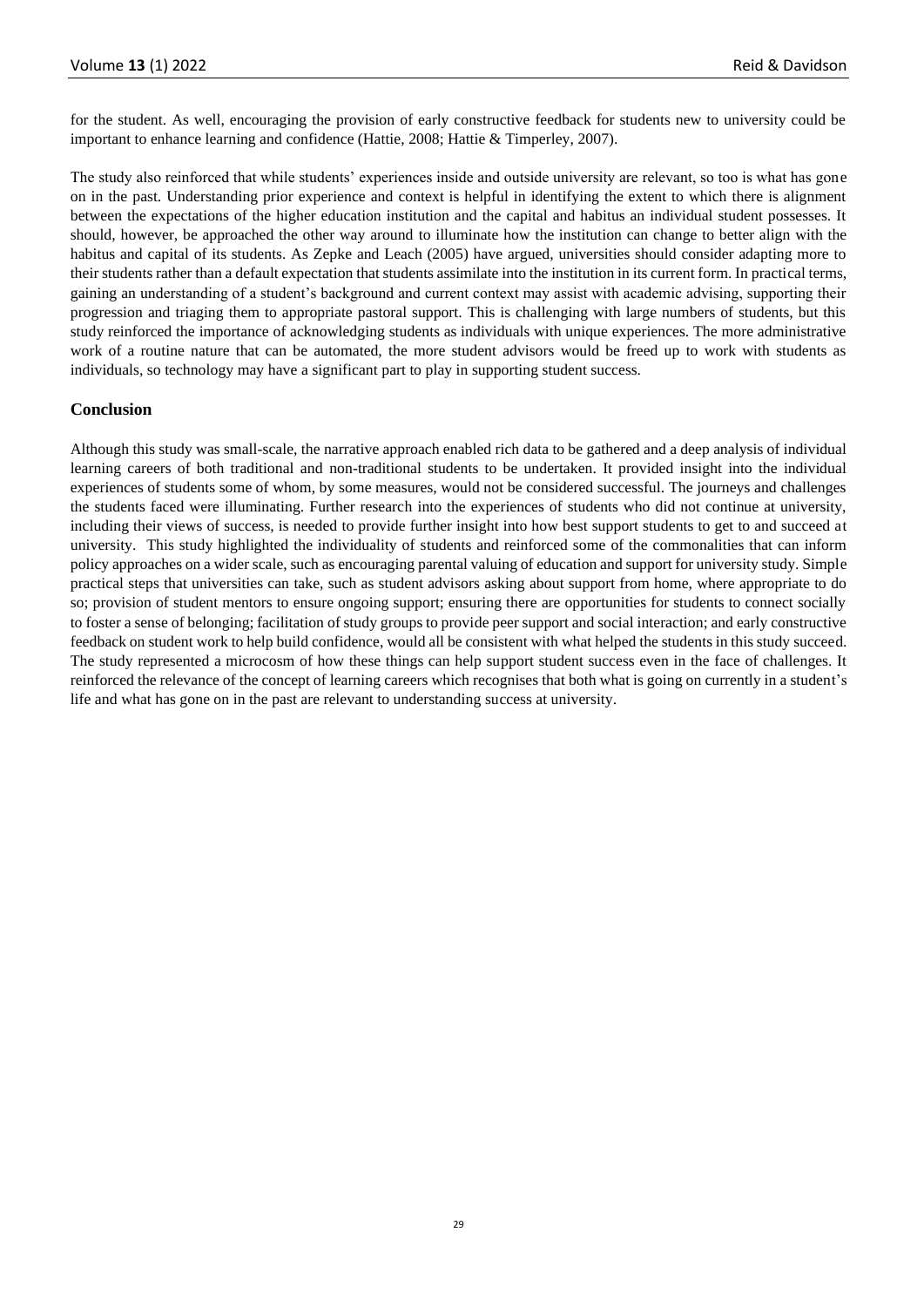for the student. As well, encouraging the provision of early constructive feedback for students new to university could be important to enhance learning and confidence (Hattie, 2008; Hattie & Timperley, 2007).

The study also reinforced that while students' experiences inside and outside university are relevant, so too is what has gone on in the past. Understanding prior experience and context is helpful in identifying the extent to which there is alignment between the expectations of the higher education institution and the capital and habitus an individual student possesses. It should, however, be approached the other way around to illuminate how the institution can change to better align with the habitus and capital of its students. As Zepke and Leach (2005) have argued, universities should consider adapting more to their students rather than a default expectation that students assimilate into the institution in its current form. In practical terms, gaining an understanding of a student's background and current context may assist with academic advising, supporting their progression and triaging them to appropriate pastoral support. This is challenging with large numbers of students, but this study reinforced the importance of acknowledging students as individuals with unique experiences. The more administrative work of a routine nature that can be automated, the more student advisors would be freed up to work with students as individuals, so technology may have a significant part to play in supporting student success.

## Conclusion

Although this study was small-scale, the narrative approach enabled rich data to be gathered and a deep analysis of individual learning careers of both traditional and non-traditional students to be undertaken. It provided insight into the individual experiences of students some of whom, by some measures, would not be considered successful. The journeys and challenges the students faced were illuminating. Further research into the experiences of students who did not continue at university, including their views of success, is needed to provide further insight into how best support students to get to and succeed at university. This study highlighted the individuality of students and reinforced some of the commonalities that can inform policy approaches on a wider scale, such as encouraging parental valuing of education and support for university study. Simple practical steps that universities can take, such as student advisors asking about support from home, where appropriate to do so; provision of student mentors to ensure ongoing support; ensuring there are opportunities for students to connect socially to foster a sense of belonging; facilitation of study groups to provide peer support and social interaction; and early constructive feedback on student work to help build confidence, would all be consistent with what helped the students in this study succeed. The study represented a microcosm of how these things can help support student success even in the face of challenges. It reinforced the relevance of the concept of learning careers which recognises that both what is going on currently in a student's life and what has gone on in the past are relevant to understanding success at university.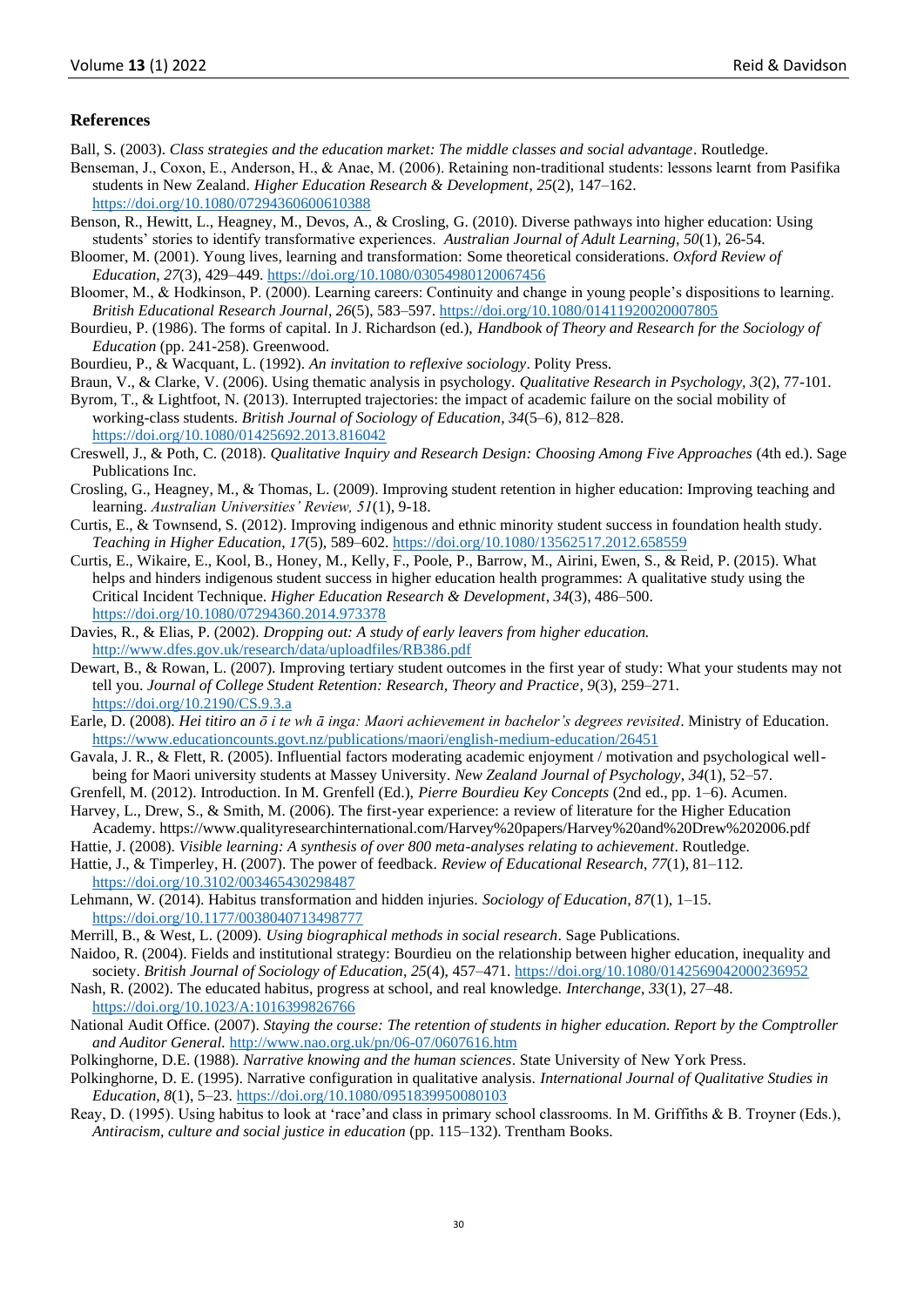## References

Ball, S. (2003). *Class strategies and the education market: The middle classes and social advantage*. Routledge.

Benseman, J., Coxon, E., Anderson, H., & Anae, M. (2006). Retaining non-traditional students: lessons learnt from Pasifika students in New Zealand. *Higher Education Research & Development*, *25*(2), 147–162. https://doi.org/10.1080/07294360600610388

Benson, R., Hewitt, L., Heagney, M., Devos, A., & Crosling, G. (2010). Diverse pathways into higher education: Using students' stories to identify transformative experiences. *Australian Journal of Adult Learning, 50*(1), 26-54.

Bloomer, M. (2001). Young lives, learning and transformation: Some theoretical considerations. *Oxford Review of Education*, *27*(3), 429–449. https://doi.org/10.1080/03054980120067456

Bloomer, M., & Hodkinson, P. (2000). Learning careers: Continuity and change in young people's dispositions to learning. *British Educational Research Journal*, *26*(5), 583–597. https://doi.org/10.1080/01411920020007805

Bourdieu, P. (1986). The forms of capital. In J. Richardson (ed.), *Handbook of Theory and Research for the Sociology of Education* (pp. 241-258). Greenwood.

Bourdieu, P., & Wacquant, L. (1992). *An invitation to reflexive sociology*. Polity Press.

Braun, V., & Clarke, V. (2006). Using thematic analysis in psychology. *Qualitative Research in Psychology*, *3*(2), 77-101.

Byrom, T., & Lightfoot, N. (2013). Interrupted trajectories: the impact of academic failure on the social mobility of working-class students. *British Journal of Sociology of Education*, *34*(5–6), 812–828. https://doi.org/10.1080/01425692.2013.816042

Creswell, J., & Poth, C. (2018). *Qualitative Inquiry and Research Design: Choosing Among Five Approaches* (4th ed.). Sage Publications Inc.

Crosling, G., Heagney, M., & Thomas, L. (2009). Improving student retention in higher education: Improving teaching and learning. *Australian Universities' Review, 51*(1), 9-18.

Curtis, E., & Townsend, S. (2012). Improving indigenous and ethnic minority student success in foundation health study. *Teaching in Higher Education*, *17*(5), 589–602. https://doi.org/10.1080/13562517.2012.658559

Curtis, E., Wikaire, E., Kool, B., Honey, M., Kelly, F., Poole, P., Barrow, M., Airini, Ewen, S., & Reid, P. (2015). What helps and hinders indigenous student success in higher education health programmes: A qualitative study using the Critical Incident Technique. *Higher Education Research & Development*, *34*(3), 486–500. https://doi.org/10.1080/07294360.2014.973378

Davies, R., & Elias, P. (2002). *Dropping out: A study of early leavers from higher education.* http://www.dfes.gov.uk/research/data/uploadfiles/RB386.pdf

Dewart, B., & Rowan, L. (2007). Improving tertiary student outcomes in the first year of study: What your students may not tell you. *Journal of College Student Retention: Research, Theory and Practice*, *9*(3), 259–271. https://doi.org/10.2190/CS.9.3.a

Earle, D. (2008). *Hei titiro an ō i te wh ā inga: Maori achievement in bachelor's degrees revisited*. Ministry of Education. https://www.educationcounts.govt.nz/publications/maori/english-medium-education/26451

Gavala, J. R., & Flett, R. (2005). Influential factors moderating academic enjoyment / motivation and psychological well-being for Maori university students at Massey University. *New Zealand Journal of Psychology*, *34*(1), 52–57.

Grenfell, M. (2012). Introduction. In M. Grenfell (Ed.), *Pierre Bourdieu Key Concepts* (2nd ed., pp. 1–6). Acumen.

Harvey, L., Drew, S., & Smith, M. (2006). The first-year experience: a review of literature for the Higher Education Academy. https://www.qualityresearchinternational.com/Harvey%20papers/Harvey%20and%20Drew%202006.pdf

Hattie, J. (2008). *Visible learning: A synthesis of over 800 meta-analyses relating to achievement*. Routledge.

Hattie, J., & Timperley, H. (2007). The power of feedback. *Review of Educational Research*, *77*(1), 81–112. https://doi.org/10.3102/003465430298487

Lehmann, W. (2014). Habitus transformation and hidden injuries. *Sociology of Education*, *87*(1), 1–15. https://doi.org/10.1177/0038040713498777

Merrill, B., & West, L. (2009). *Using biographical methods in social research*. Sage Publications.

Naidoo, R. (2004). Fields and institutional strategy: Bourdieu on the relationship between higher education, inequality and society. *British Journal of Sociology of Education*, *25*(4), 457–471. https://doi.org/10.1080/0142569042000236952

Nash, R. (2002). The educated habitus, progress at school, and real knowledge. *Interchange*, *33*(1), 27–48. https://doi.org/10.1023/A:1016399826766

National Audit Office. (2007). *Staying the course: The retention of students in higher education. Report by the Comptroller and Auditor General.* http://www.nao.org.uk/pn/06-07/0607616.htm

Polkinghorne, D.E. (1988). *Narrative knowing and the human sciences*. State University of New York Press.

Polkinghorne, D. E. (1995). Narrative configuration in qualitative analysis. *International Journal of Qualitative Studies in Education*, *8*(1), 5–23. https://doi.org/10.1080/0951839950080103

Reay, D. (1995). Using habitus to look at 'race'and class in primary school classrooms. In M. Griffiths & B. Troyner (Eds.), *Antiracism, culture and social justice in education* (pp. 115–132). Trentham Books.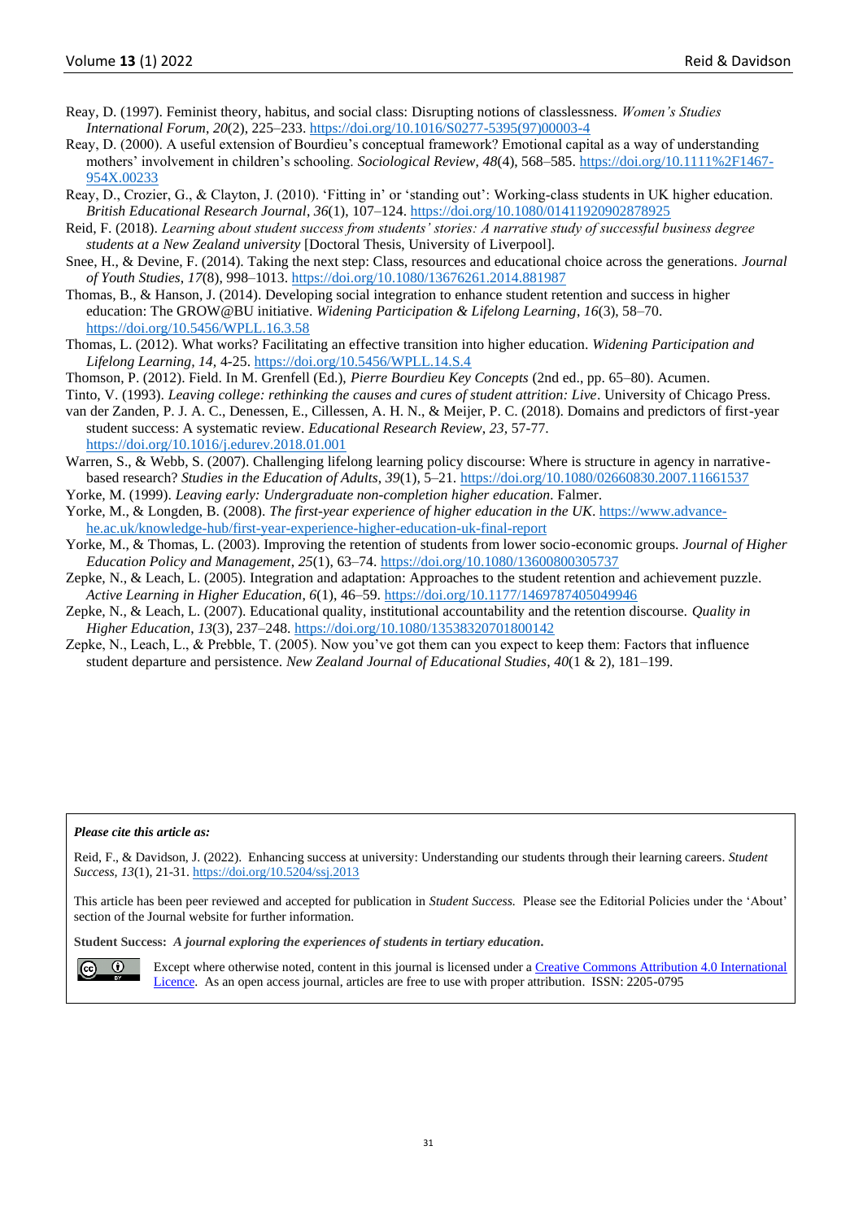Reay, D. (1997). Feminist theory, habitus, and social class: Disrupting notions of classlessness. *Women's Studies International Forum*, *20*(2), 225–233. https://doi.org/10.1016/S0277-5395(97)00003-4

Reay, D. (2000). A useful extension of Bourdieu's conceptual framework? Emotional capital as a way of understanding mothers' involvement in children's schooling. *Sociological Review*, *48*(4), 568–585. https://doi.org/10.1111%2F1467-954X.00233

Reay, D., Crozier, G., & Clayton, J. (2010). 'Fitting in' or 'standing out': Working-class students in UK higher education. *British Educational Research Journal*, *36*(1), 107–124. https://doi.org/10.1080/01411920902878925

Reid, F. (2018). *Learning about student success from students' stories: A narrative study of successful business degree students at a New Zealand university* [Doctoral Thesis, University of Liverpool].

Snee, H., & Devine, F. (2014). Taking the next step: Class, resources and educational choice across the generations. *Journal of Youth Studies*, *17*(8), 998–1013. https://doi.org/10.1080/13676261.2014.881987

Thomas, B., & Hanson, J. (2014). Developing social integration to enhance student retention and success in higher education: The GROW@BU initiative. *Widening Participation & Lifelong Learning*, *16*(3), 58–70. https://doi.org/10.5456/WPLL.16.3.58

Thomas, L. (2012). What works? Facilitating an effective transition into higher education. *Widening Participation and Lifelong Learning*, *14*, 4-25. https://doi.org/10.5456/WPLL.14.S.4

Thomson, P. (2012). Field. In M. Grenfell (Ed.), *Pierre Bourdieu Key Concepts* (2nd ed., pp. 65–80). Acumen.

Tinto, V. (1993). *Leaving college: rethinking the causes and cures of student attrition: Live*. University of Chicago Press.

van der Zanden, P. J. A. C., Denessen, E., Cillessen, A. H. N., & Meijer, P. C. (2018). Domains and predictors of first-year student success: A systematic review. *Educational Research Review*, *23*, 57-77. https://doi.org/10.1016/j.edurev.2018.01.001

Warren, S., & Webb, S. (2007). Challenging lifelong learning policy discourse: Where is structure in agency in narrative-based research? *Studies in the Education of Adults*, *39*(1), 5–21. https://doi.org/10.1080/02660830.2007.11661537

Yorke, M. (1999). *Leaving early: Undergraduate non-completion higher education*. Falmer.

Yorke, M., & Longden, B. (2008). *The first-year experience of higher education in the UK*. https://www.advance-he.ac.uk/knowledge-hub/first-year-experience-higher-education-uk-final-report

Yorke, M., & Thomas, L. (2003). Improving the retention of students from lower socio-economic groups. *Journal of Higher Education Policy and Management*, *25*(1), 63–74. https://doi.org/10.1080/13600800305737

Zepke, N., & Leach, L. (2005). Integration and adaptation: Approaches to the student retention and achievement puzzle. *Active Learning in Higher Education*, *6*(1), 46–59. https://doi.org/10.1177/1469787405049946

Zepke, N., & Leach, L. (2007). Educational quality, institutional accountability and the retention discourse. *Quality in Higher Education*, *13*(3), 237–248. https://doi.org/10.1080/13538320701800142

Zepke, N., Leach, L., & Prebble, T. (2005). Now you've got them can you expect to keep them: Factors that influence student departure and persistence. *New Zealand Journal of Educational Studies*, *40*(1 & 2), 181–199.

***Please cite this article as:***

Reid, F., & Davidson, J. (2022). Enhancing success at university: Understanding our students through their learning careers. *Student Success, 13*(1), 21-31. https://doi.org/10.5204/ssj.2013

This article has been peer reviewed and accepted for publication in *Student Success.* Please see the Editorial Policies under the 'About' section of the Journal website for further information.

**Student Success:** ***A journal exploring the experiences of students in tertiary education.***

Except where otherwise noted, content in this journal is licensed under a Creative Commons Attribution 4.0 International Licence. As an open access journal, articles are free to use with proper attribution. ISSN: 2205-0795